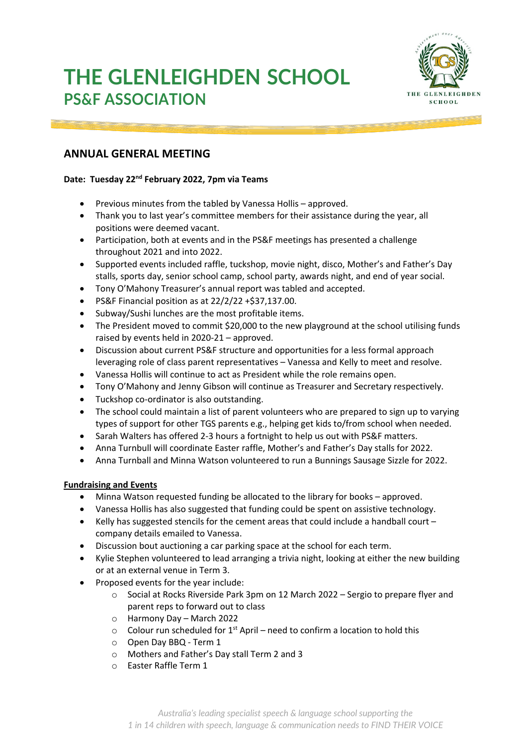# THE GLENLEIGHDEN SCHOOL
## PS&F ASSOCIATION

## ANNUAL GENERAL MEETING

**Date: Tuesday 22nd February 2022, 7pm via Teams**

- Previous minutes from the tabled by Vanessa Hollis – approved.
- Thank you to last year's committee members for their assistance during the year, all positions were deemed vacant.
- Participation, both at events and in the PS&F meetings has presented a challenge throughout 2021 and into 2022.
- Supported events included raffle, tuckshop, movie night, disco, Mother's and Father's Day stalls, sports day, senior school camp, school party, awards night, and end of year social.
- Tony O'Mahony Treasurer's annual report was tabled and accepted.
- PS&F Financial position as at 22/2/22 +$37,137.00.
- Subway/Sushi lunches are the most profitable items.
- The President moved to commit $20,000 to the new playground at the school utilising funds raised by events held in 2020-21 – approved.
- Discussion about current PS&F structure and opportunities for a less formal approach leveraging role of class parent representatives – Vanessa and Kelly to meet and resolve.
- Vanessa Hollis will continue to act as President while the role remains open.
- Tony O'Mahony and Jenny Gibson will continue as Treasurer and Secretary respectively.
- Tuckshop co-ordinator is also outstanding.
- The school could maintain a list of parent volunteers who are prepared to sign up to varying types of support for other TGS parents e.g., helping get kids to/from school when needed.
- Sarah Walters has offered 2-3 hours a fortnight to help us out with PS&F matters.
- Anna Turnbull will coordinate Easter raffle, Mother's and Father's Day stalls for 2022.
- Anna Turnball and Minna Watson volunteered to run a Bunnings Sausage Sizzle for 2022.

**Fundraising and Events**

- Minna Watson requested funding be allocated to the library for books – approved.
- Vanessa Hollis has also suggested that funding could be spent on assistive technology.
- Kelly has suggested stencils for the cement areas that could include a handball court – company details emailed to Vanessa.
- Discussion bout auctioning a car parking space at the school for each term.
- Kylie Stephen volunteered to lead arranging a trivia night, looking at either the new building or at an external venue in Term 3.
- Proposed events for the year include:
    - Social at Rocks Riverside Park 3pm on 12 March 2022 – Sergio to prepare flyer and parent reps to forward out to class
    - Harmony Day – March 2022
    - Colour run scheduled for 1st April – need to confirm a location to hold this
    - Open Day BBQ - Term 1
    - Mothers and Father's Day stall Term 2 and 3
    - Easter Raffle Term 1

*Australia's leading specialist speech & language school supporting the 1 in 14 children with speech, language & communication needs to FIND THEIR VOICE*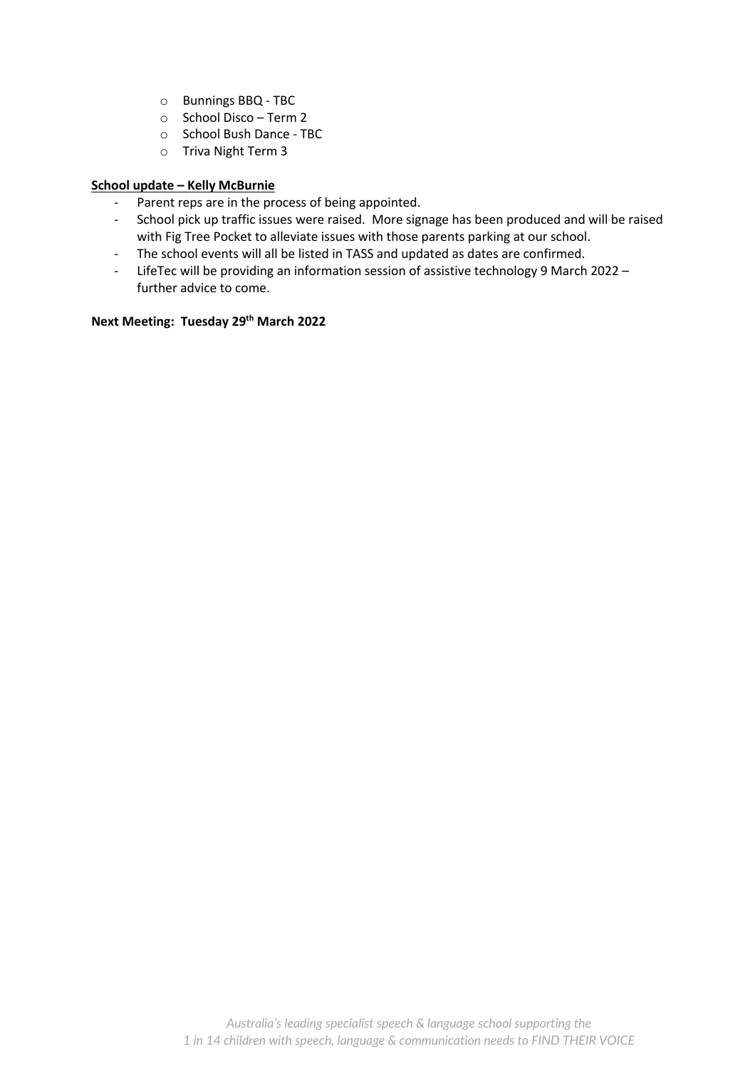- Bunnings BBQ - TBC
- School Disco – Term 2
- School Bush Dance - TBC
- Triva Night Term 3

**School update – Kelly McBurnie**

- Parent reps are in the process of being appointed.
- School pick up traffic issues were raised. More signage has been produced and will be raised with Fig Tree Pocket to alleviate issues with those parents parking at our school.
- The school events will all be listed in TASS and updated as dates are confirmed.
- LifeTec will be providing an information session of assistive technology 9 March 2022 – further advice to come.

**Next Meeting: Tuesday 29th March 2022**